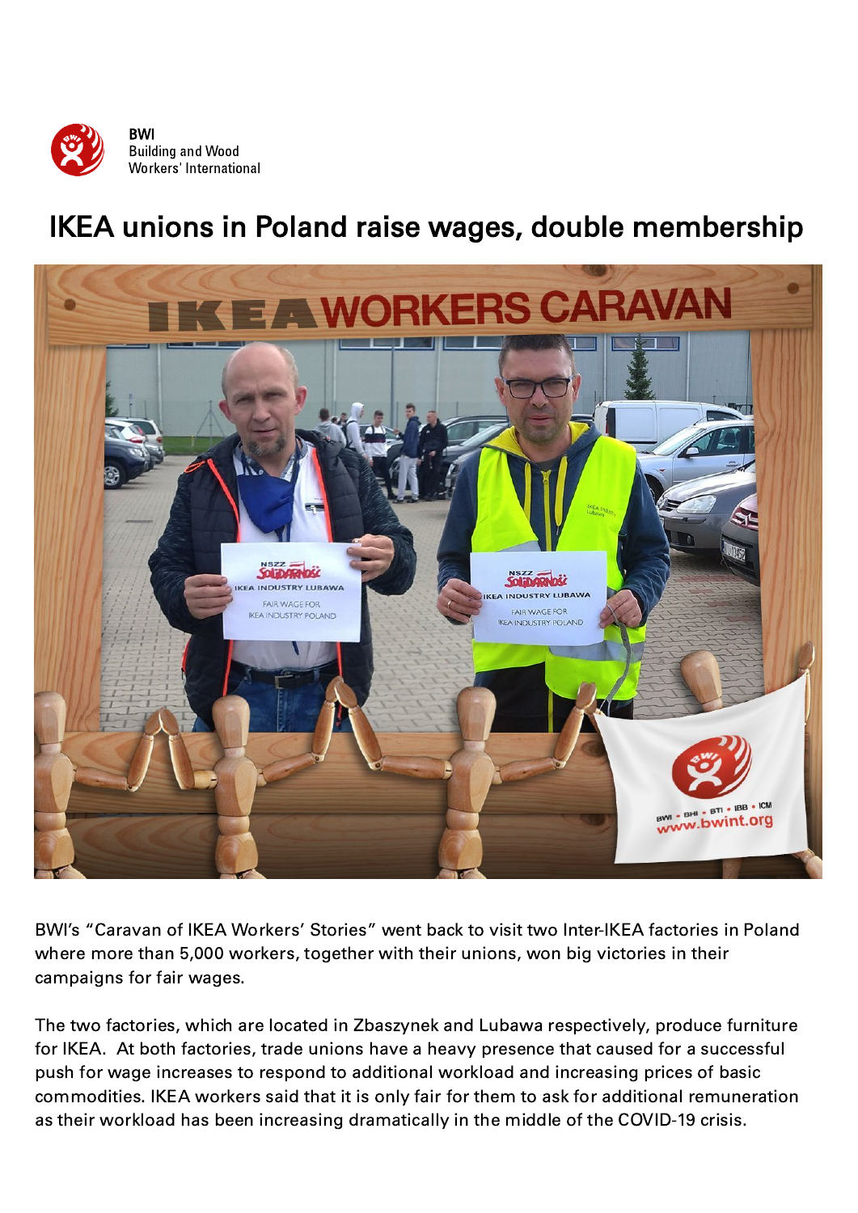BWI
Building and Wood
Workers' International

# IKEA unions in Poland raise wages, double membership

BWI's "Caravan of IKEA Workers' Stories" went back to visit two Inter-IKEA factories in Poland where more than 5,000 workers, together with their unions, won big victories in their campaigns for fair wages.

The two factories, which are located in Zbaszynek and Lubawa respectively, produce furniture for IKEA. At both factories, trade unions have a heavy presence that caused for a successful push for wage increases to respond to additional workload and increasing prices of basic commodities. IKEA workers said that it is only fair for them to ask for additional remuneration as their workload has been increasing dramatically in the middle of the COVID-19 crisis.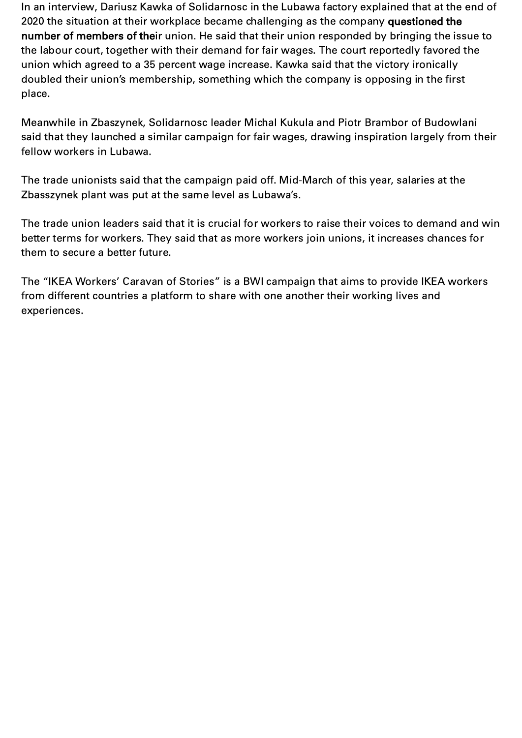In an interview, Dariusz Kawka of Solidarnosc in the Lubawa factory explained that at the end of 2020 the situation at their workplace became challenging as the company **questioned the number of members of the**ir union. He said that their union responded by bringing the issue to the labour court, together with their demand for fair wages. The court reportedly favored the union which agreed to a 35 percent wage increase. Kawka said that the victory ironically doubled their union's membership, something which the company is opposing in the first place.

Meanwhile in Zbaszynek, Solidarnosc leader Michal Kukula and Piotr Brambor of Budowlani said that they launched a similar campaign for fair wages, drawing inspiration largely from their fellow workers in Lubawa.

The trade unionists said that the campaign paid off. Mid-March of this year, salaries at the Zbasszynek plant was put at the same level as Lubawa's.

The trade union leaders said that it is crucial for workers to raise their voices to demand and win better terms for workers. They said that as more workers join unions, it increases chances for them to secure a better future.

The "IKEA Workers' Caravan of Stories" is a BWI campaign that aims to provide IKEA workers from different countries a platform to share with one another their working lives and experiences.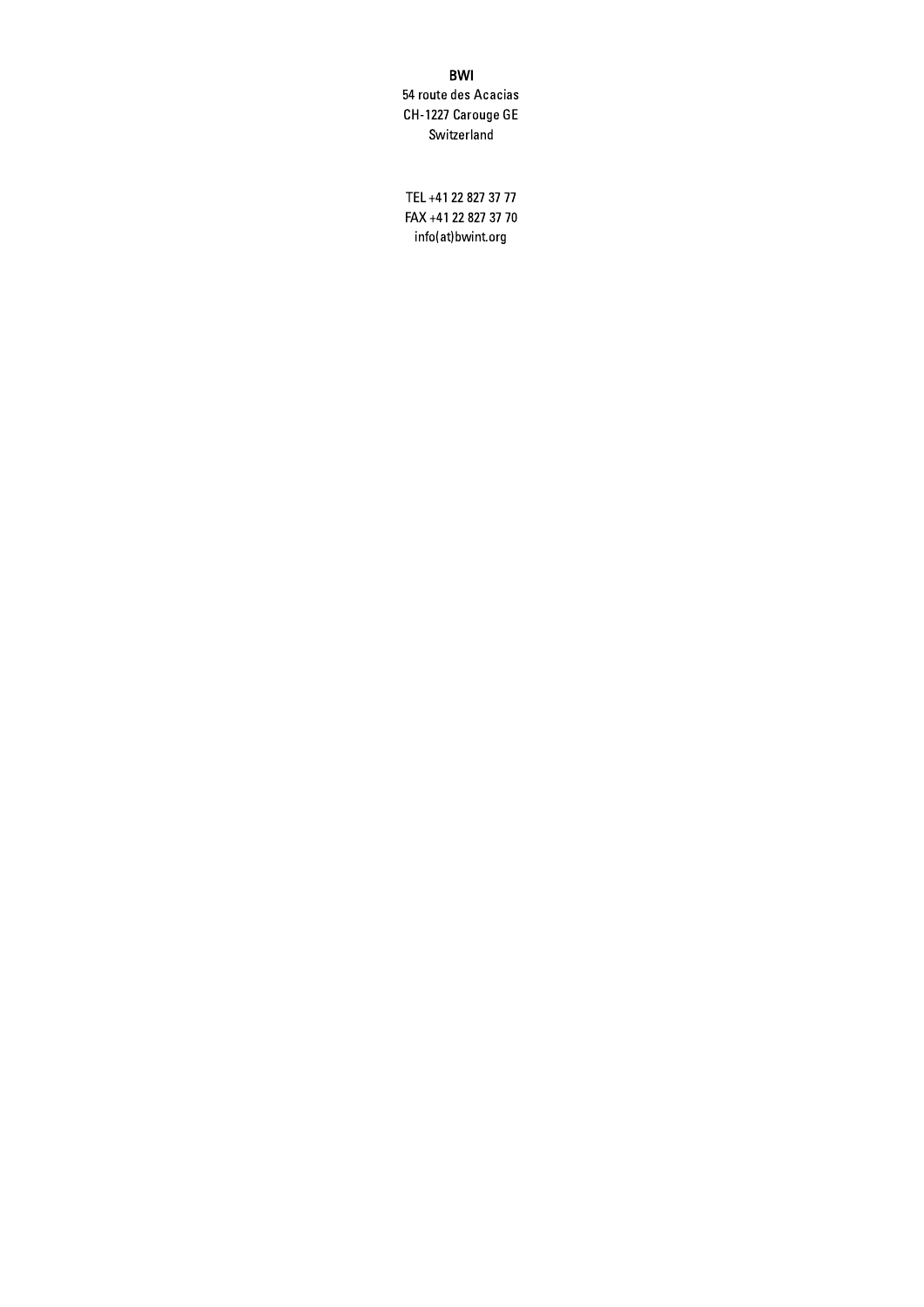**BWI**
54 route des Acacias
CH-1227 Carouge GE
Switzerland

TEL +41 22 827 37 77
FAX +41 22 827 37 70
info(at)bwint.org